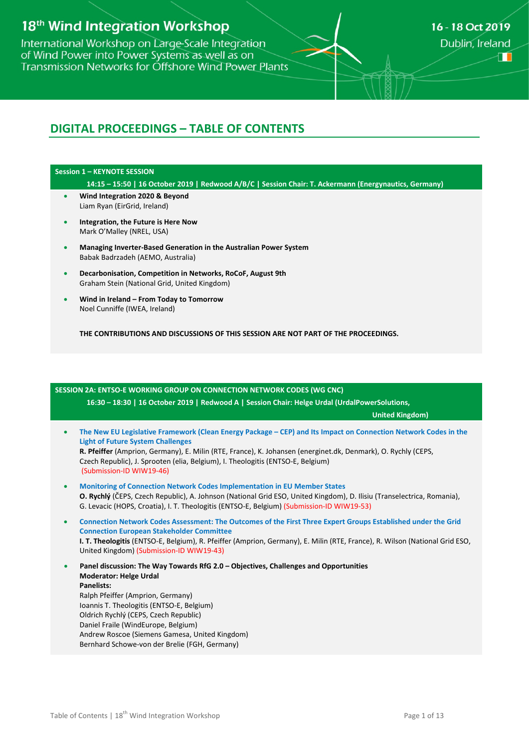# 18th Wind Integration Workshop

International Workshop on Large-Scale Integration of Wind Power into Power Systems as well as on Transmission Networks for Offshore Wind Power Plants

16 - 18 Oct 2019
Dublin, Ireland

## DIGITAL PROCEEDINGS – TABLE OF CONTENTS

### Session 1 – KEYNOTE SESSION

**14:15 – 15:50 | 16 October 2019 | Redwood A/B/C | Session Chair: T. Ackermann (Energynautics, Germany)**

- **Wind Integration 2020 & Beyond**
  Liam Ryan (EirGrid, Ireland)
- **Integration, the Future is Here Now**
  Mark O'Malley (NREL, USA)
- **Managing Inverter-Based Generation in the Australian Power System**
  Babak Badrzadeh (AEMO, Australia)
- **Decarbonisation, Competition in Networks, RoCoF, August 9th**
  Graham Stein (National Grid, United Kingdom)
- **Wind in Ireland – From Today to Tomorrow**
  Noel Cunniffe (IWEA, Ireland)

**THE CONTRIBUTIONS AND DISCUSSIONS OF THIS SESSION ARE NOT PART OF THE PROCEEDINGS.**

### SESSION 2A: ENTSO-E WORKING GROUP ON CONNECTION NETWORK CODES (WG CNC)

**16:30 – 18:30 | 16 October 2019 | Redwood A | Session Chair: Helge Urdal (UrdalPowerSolutions, United Kingdom)**

- **The New EU Legislative Framework (Clean Energy Package – CEP) and Its Impact on Connection Network Codes in the Light of Future System Challenges**
  **R. Pfeiffer** (Amprion, Germany), E. Milin (RTE, France), K. Johansen (energinet.dk, Denmark), O. Rychly (CEPS, Czech Republic), J. Sprooten (elia, Belgium), I. Theologitis (ENTSO-E, Belgium)
  (Submission-ID WIW19-46)
- **Monitoring of Connection Network Codes Implementation in EU Member States**
  **O. Rychlý** (ČEPS, Czech Republic), A. Johnson (National Grid ESO, United Kingdom), D. Ilisiu (Transelectrica, Romania), G. Levacic (HOPS, Croatia), I. T. Theologitis (ENTSO-E, Belgium) (Submission-ID WIW19-53)
- **Connection Network Codes Assessment: The Outcomes of the First Three Expert Groups Established under the Grid Connection European Stakeholder Committee**
  **I. T. Theologitis** (ENTSO-E, Belgium), R. Pfeiffer (Amprion, Germany), E. Milin (RTE, France), R. Wilson (National Grid ESO, United Kingdom) (Submission-ID WIW19-43)
- **Panel discussion: The Way Towards RfG 2.0 – Objectives, Challenges and Opportunities**
  **Moderator: Helge Urdal**
  **Panelists:**
  Ralph Pfeiffer (Amprion, Germany)
  Ioannis T. Theologitis (ENTSO-E, Belgium)
  Oldrich Rychlý (CEPS, Czech Republic)
  Daniel Fraile (WindEurope, Belgium)
  Andrew Roscoe (Siemens Gamesa, United Kingdom)
  Bernhard Schowe-von der Brelie (FGH, Germany)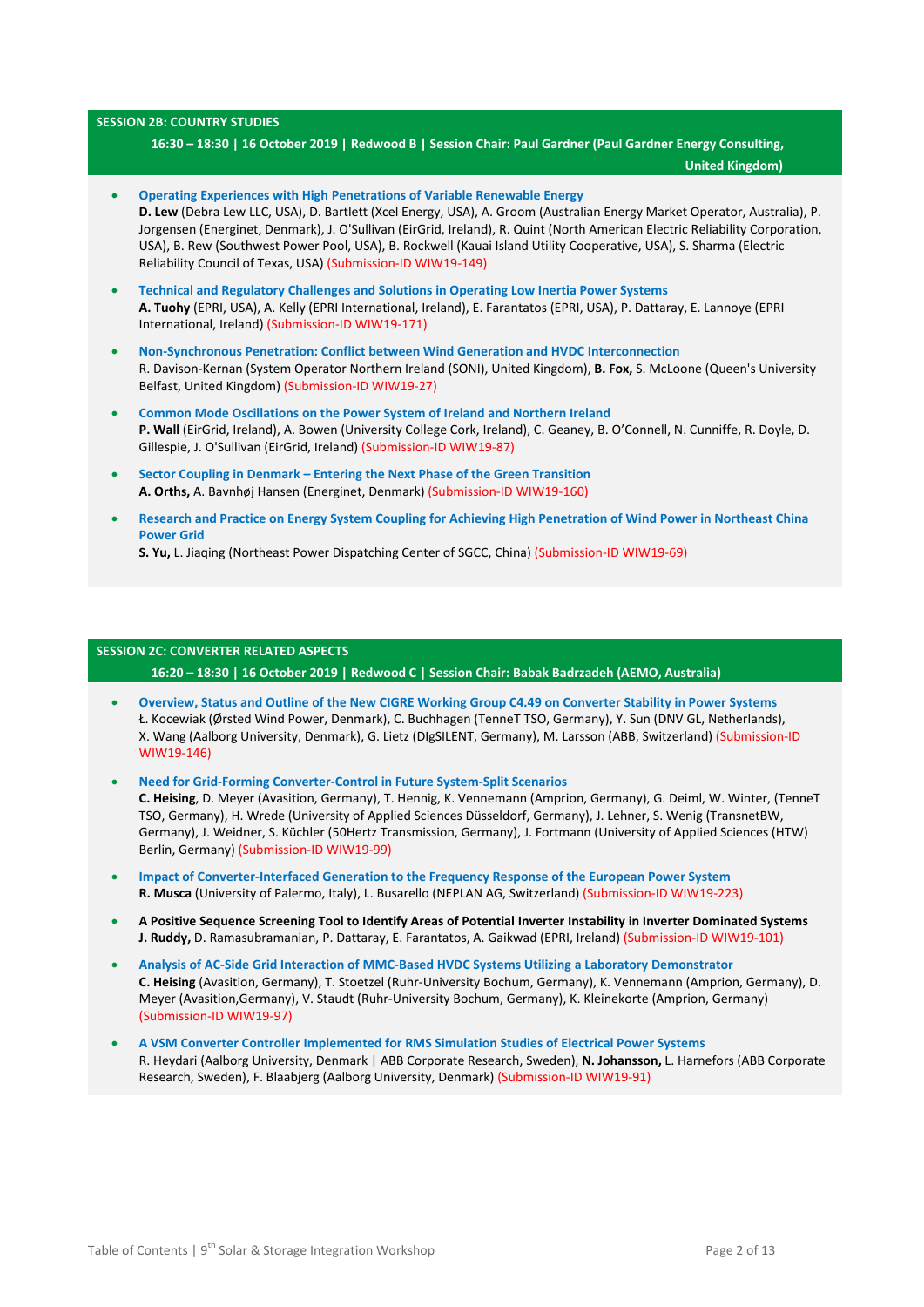## SESSION 2B: COUNTRY STUDIES

**16:30 – 18:30 | 16 October 2019 | Redwood B | Session Chair: Paul Gardner (Paul Gardner Energy Consulting, United Kingdom)**

- **Operating Experiences with High Penetrations of Variable Renewable Energy**
  **D. Lew** (Debra Lew LLC, USA), D. Bartlett (Xcel Energy, USA), A. Groom (Australian Energy Market Operator, Australia), P. Jorgensen (Energinet, Denmark), J. O'Sullivan (EirGrid, Ireland), R. Quint (North American Electric Reliability Corporation, USA), B. Rew (Southwest Power Pool, USA), B. Rockwell (Kauai Island Utility Cooperative, USA), S. Sharma (Electric Reliability Council of Texas, USA) (Submission-ID WIW19-149)

- **Technical and Regulatory Challenges and Solutions in Operating Low Inertia Power Systems**
  **A. Tuohy** (EPRI, USA), A. Kelly (EPRI International, Ireland), E. Farantatos (EPRI, USA), P. Dattaray, E. Lannoye (EPRI International, Ireland) (Submission-ID WIW19-171)

- **Non-Synchronous Penetration: Conflict between Wind Generation and HVDC Interconnection**
  R. Davison-Kernan (System Operator Northern Ireland (SONI), United Kingdom), **B. Fox,** S. McLoone (Queen's University Belfast, United Kingdom) (Submission-ID WIW19-27)

- **Common Mode Oscillations on the Power System of Ireland and Northern Ireland**
  **P. Wall** (EirGrid, Ireland), A. Bowen (University College Cork, Ireland), C. Geaney, B. O'Connell, N. Cunniffe, R. Doyle, D. Gillespie, J. O'Sullivan (EirGrid, Ireland) (Submission-ID WIW19-87)

- **Sector Coupling in Denmark – Entering the Next Phase of the Green Transition**
  **A. Orths,** A. Bavnhøj Hansen (Energinet, Denmark) (Submission-ID WIW19-160)

- **Research and Practice on Energy System Coupling for Achieving High Penetration of Wind Power in Northeast China Power Grid**
  **S. Yu,** L. Jiaqing (Northeast Power Dispatching Center of SGCC, China) (Submission-ID WIW19-69)

## SESSION 2C: CONVERTER RELATED ASPECTS

**16:20 – 18:30 | 16 October 2019 | Redwood C | Session Chair: Babak Badrzadeh (AEMO, Australia)**

- **Overview, Status and Outline of the New CIGRE Working Group C4.49 on Converter Stability in Power Systems**
  Ł. Kocewiak (Ørsted Wind Power, Denmark), C. Buchhagen (TenneT TSO, Germany), Y. Sun (DNV GL, Netherlands), X. Wang (Aalborg University, Denmark), G. Lietz (DIgSILENT, Germany), M. Larsson (ABB, Switzerland) (Submission-ID WIW19-146)

- **Need for Grid-Forming Converter-Control in Future System-Split Scenarios**
  **C. Heising**, D. Meyer (Avasition, Germany), T. Hennig, K. Vennemann (Amprion, Germany), G. Deiml, W. Winter, (TenneT TSO, Germany), H. Wrede (University of Applied Sciences Düsseldorf, Germany), J. Lehner, S. Wenig (TransnetBW, Germany), J. Weidner, S. Küchler (50Hertz Transmission, Germany), J. Fortmann (University of Applied Sciences (HTW) Berlin, Germany) (Submission-ID WIW19-99)

- **Impact of Converter-Interfaced Generation to the Frequency Response of the European Power System**
  **R. Musca** (University of Palermo, Italy), L. Busarello (NEPLAN AG, Switzerland) (Submission-ID WIW19-223)

- **A Positive Sequence Screening Tool to Identify Areas of Potential Inverter Instability in Inverter Dominated Systems**
  **J. Ruddy,** D. Ramasubramanian, P. Dattaray, E. Farantatos, A. Gaikwad (EPRI, Ireland) (Submission-ID WIW19-101)

- **Analysis of AC-Side Grid Interaction of MMC-Based HVDC Systems Utilizing a Laboratory Demonstrator**
  **C. Heising** (Avasition, Germany), T. Stoetzel (Ruhr-University Bochum, Germany), K. Vennemann (Amprion, Germany), D. Meyer (Avasition,Germany), V. Staudt (Ruhr-University Bochum, Germany), K. Kleinekorte (Amprion, Germany) (Submission-ID WIW19-97)

- **A VSM Converter Controller Implemented for RMS Simulation Studies of Electrical Power Systems**
  R. Heydari (Aalborg University, Denmark | ABB Corporate Research, Sweden), **N. Johansson,** L. Harnefors (ABB Corporate Research, Sweden), F. Blaabjerg (Aalborg University, Denmark) (Submission-ID WIW19-91)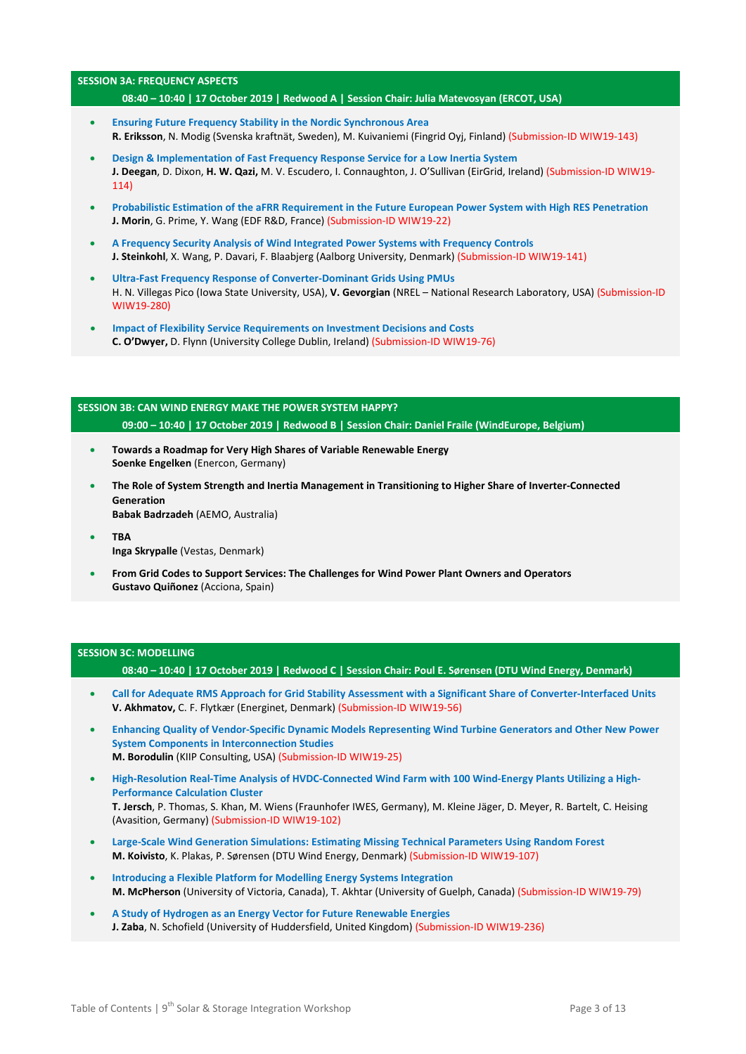## SESSION 3A: FREQUENCY ASPECTS

**08:40 – 10:40 | 17 October 2019 | Redwood A | Session Chair: Julia Matevosyan (ERCOT, USA)**

- **Ensuring Future Frequency Stability in the Nordic Synchronous Area**
  **R. Eriksson**, N. Modig (Svenska kraftnät, Sweden), M. Kuivaniemi (Fingrid Oyj, Finland) (Submission-ID WIW19-143)
- **Design & Implementation of Fast Frequency Response Service for a Low Inertia System**
  **J. Deegan**, D. Dixon, **H. W. Qazi,** M. V. Escudero, I. Connaughton, J. O'Sullivan (EirGrid, Ireland) (Submission-ID WIW19-114)
- **Probabilistic Estimation of the aFRR Requirement in the Future European Power System with High RES Penetration**
  **J. Morin**, G. Prime, Y. Wang (EDF R&D, France) (Submission-ID WIW19-22)
- **A Frequency Security Analysis of Wind Integrated Power Systems with Frequency Controls**
  **J. Steinkohl**, X. Wang, P. Davari, F. Blaabjerg (Aalborg University, Denmark) (Submission-ID WIW19-141)
- **Ultra-Fast Frequency Response of Converter-Dominant Grids Using PMUs**
  H. N. Villegas Pico (Iowa State University, USA), **V. Gevorgian** (NREL – National Research Laboratory, USA) (Submission-ID WIW19-280)
- **Impact of Flexibility Service Requirements on Investment Decisions and Costs**
  **C. O'Dwyer,** D. Flynn (University College Dublin, Ireland) (Submission-ID WIW19-76)

## SESSION 3B: CAN WIND ENERGY MAKE THE POWER SYSTEM HAPPY?

**09:00 – 10:40 | 17 October 2019 | Redwood B | Session Chair: Daniel Fraile (WindEurope, Belgium)**

- **Towards a Roadmap for Very High Shares of Variable Renewable Energy**
  **Soenke Engelken** (Enercon, Germany)
- **The Role of System Strength and Inertia Management in Transitioning to Higher Share of Inverter-Connected Generation**
  **Babak Badrzadeh** (AEMO, Australia)
- **TBA**
  **Inga Skrypalle** (Vestas, Denmark)
- **From Grid Codes to Support Services: The Challenges for Wind Power Plant Owners and Operators**
  **Gustavo Quiñonez** (Acciona, Spain)

## SESSION 3C: MODELLING

**08:40 – 10:40 | 17 October 2019 | Redwood C | Session Chair: Poul E. Sørensen (DTU Wind Energy, Denmark)**

- **Call for Adequate RMS Approach for Grid Stability Assessment with a Significant Share of Converter-Interfaced Units**
  **V. Akhmatov,** C. F. Flytkær (Energinet, Denmark) (Submission-ID WIW19-56)
- **Enhancing Quality of Vendor-Specific Dynamic Models Representing Wind Turbine Generators and Other New Power System Components in Interconnection Studies**
  **M. Borodulin** (KIIP Consulting, USA) (Submission-ID WIW19-25)
- **High-Resolution Real-Time Analysis of HVDC-Connected Wind Farm with 100 Wind-Energy Plants Utilizing a High-Performance Calculation Cluster**
  **T. Jersch**, P. Thomas, S. Khan, M. Wiens (Fraunhofer IWES, Germany), M. Kleine Jäger, D. Meyer, R. Bartelt, C. Heising (Avasition, Germany) (Submission-ID WIW19-102)
- **Large-Scale Wind Generation Simulations: Estimating Missing Technical Parameters Using Random Forest**
  **M. Koivisto**, K. Plakas, P. Sørensen (DTU Wind Energy, Denmark) (Submission-ID WIW19-107)
- **Introducing a Flexible Platform for Modelling Energy Systems Integration**
  **M. McPherson** (University of Victoria, Canada), T. Akhtar (University of Guelph, Canada) (Submission-ID WIW19-79)
- **A Study of Hydrogen as an Energy Vector for Future Renewable Energies**
  **J. Zaba**, N. Schofield (University of Huddersfield, United Kingdom) (Submission-ID WIW19-236)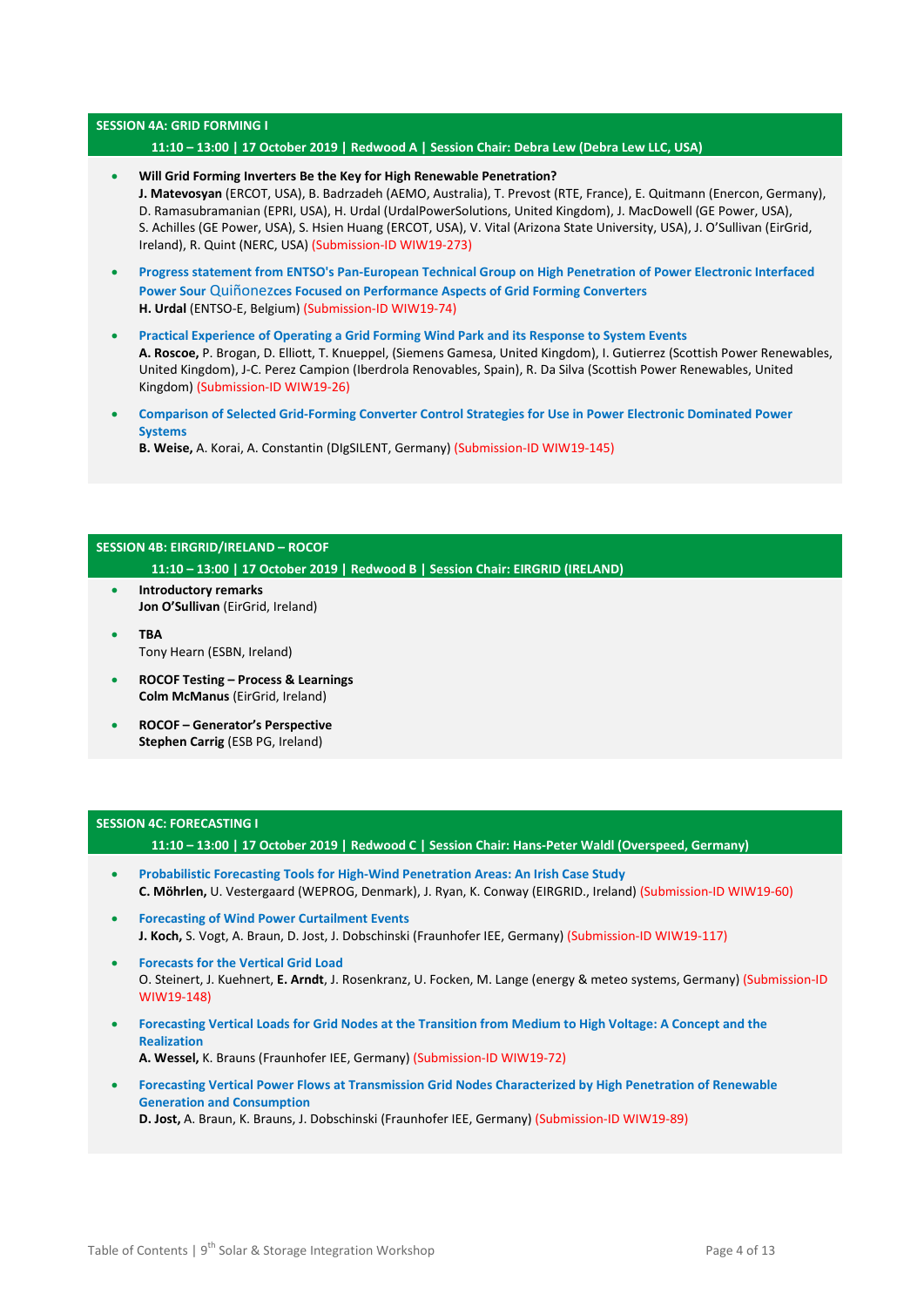## SESSION 4A: GRID FORMING I

**11:10 – 13:00 | 17 October 2019 | Redwood A | Session Chair: Debra Lew (Debra Lew LLC, USA)**

- **Will Grid Forming Inverters Be the Key for High Renewable Penetration?**
  **J. Matevosyan** (ERCOT, USA), B. Badrzadeh (AEMO, Australia), T. Prevost (RTE, France), E. Quitmann (Enercon, Germany), D. Ramasubramanian (EPRI, USA), H. Urdal (UrdalPowerSolutions, United Kingdom), J. MacDowell (GE Power, USA), S. Achilles (GE Power, USA), S. Hsien Huang (ERCOT, USA), V. Vital (Arizona State University, USA), J. O'Sullivan (EirGrid, Ireland), R. Quint (NERC, USA) (Submission-ID WIW19-273)

- **Progress statement from ENTSO's Pan-European Technical Group on High Penetration of Power Electronic Interfaced Power Sour Quiñonezces Focused on Performance Aspects of Grid Forming Converters**
  **H. Urdal** (ENTSO-E, Belgium) (Submission-ID WIW19-74)

- **Practical Experience of Operating a Grid Forming Wind Park and its Response to System Events**
  **A. Roscoe,** P. Brogan, D. Elliott, T. Knueppel, (Siemens Gamesa, United Kingdom), I. Gutierrez (Scottish Power Renewables, United Kingdom), J-C. Perez Campion (Iberdrola Renovables, Spain), R. Da Silva (Scottish Power Renewables, United Kingdom) (Submission-ID WIW19-26)

- **Comparison of Selected Grid-Forming Converter Control Strategies for Use in Power Electronic Dominated Power Systems**
  **B. Weise,** A. Korai, A. Constantin (DIgSILENT, Germany) (Submission-ID WIW19-145)

## SESSION 4B: EIRGRID/IRELAND – ROCOF

**11:10 – 13:00 | 17 October 2019 | Redwood B | Session Chair: EIRGRID (IRELAND)**

- **Introductory remarks**
  **Jon O'Sullivan** (EirGrid, Ireland)

- **TBA**
  Tony Hearn (ESBN, Ireland)

- **ROCOF Testing – Process & Learnings**
  **Colm McManus** (EirGrid, Ireland)

- **ROCOF – Generator's Perspective**
  **Stephen Carrig** (ESB PG, Ireland)

## SESSION 4C: FORECASTING I

**11:10 – 13:00 | 17 October 2019 | Redwood C | Session Chair: Hans-Peter Waldl (Overspeed, Germany)**

- **Probabilistic Forecasting Tools for High-Wind Penetration Areas: An Irish Case Study**
  **C. Möhrlen,** U. Vestergaard (WEPROG, Denmark), J. Ryan, K. Conway (EIRGRID., Ireland) (Submission-ID WIW19-60)

- **Forecasting of Wind Power Curtailment Events**
  **J. Koch,** S. Vogt, A. Braun, D. Jost, J. Dobschinski (Fraunhofer IEE, Germany) (Submission-ID WIW19-117)

- **Forecasts for the Vertical Grid Load**
  O. Steinert, J. Kuehnert, **E. Arndt**, J. Rosenkranz, U. Focken, M. Lange (energy & meteo systems, Germany) (Submission-ID WIW19-148)

- **Forecasting Vertical Loads for Grid Nodes at the Transition from Medium to High Voltage: A Concept and the Realization**
  **A. Wessel,** K. Brauns (Fraunhofer IEE, Germany) (Submission-ID WIW19-72)

- **Forecasting Vertical Power Flows at Transmission Grid Nodes Characterized by High Penetration of Renewable Generation and Consumption**
  **D. Jost,** A. Braun, K. Brauns, J. Dobschinski (Fraunhofer IEE, Germany) (Submission-ID WIW19-89)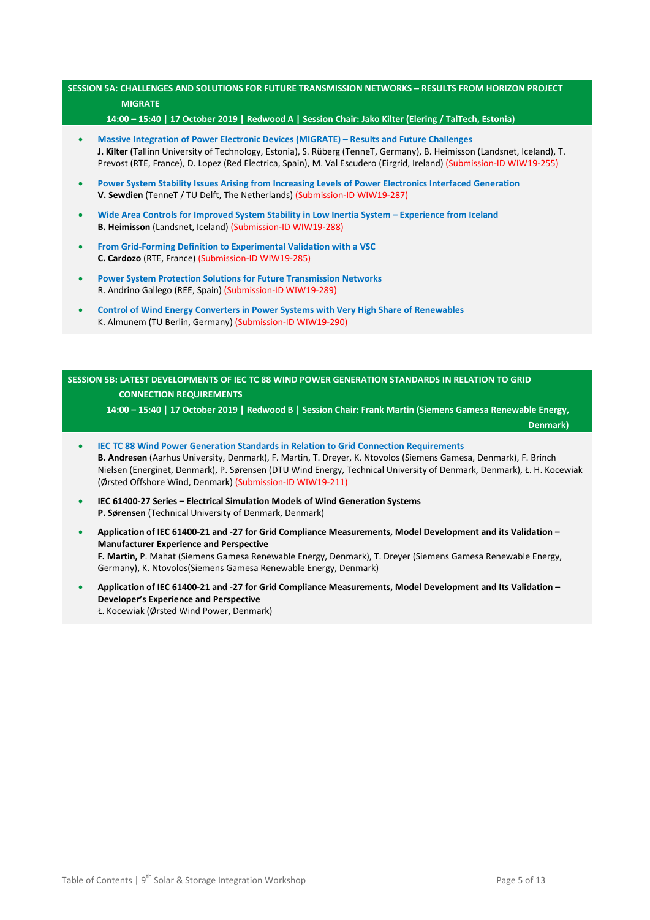## SESSION 5A: CHALLENGES AND SOLUTIONS FOR FUTURE TRANSMISSION NETWORKS – RESULTS FROM HORIZON PROJECT MIGRATE

**14:00 – 15:40 | 17 October 2019 | Redwood A | Session Chair: Jako Kilter (Elering / TalTech, Estonia)**

- **Massive Integration of Power Electronic Devices (MIGRATE) – Results and Future Challenges**
  **J. Kilter (**Tallinn University of Technology, Estonia), S. Rüberg (TenneT, Germany), B. Heimisson (Landsnet, Iceland), T. Prevost (RTE, France), D. Lopez (Red Electrica, Spain), M. Val Escudero (Eirgrid, Ireland) (Submission-ID WIW19-255)

- **Power System Stability Issues Arising from Increasing Levels of Power Electronics Interfaced Generation**
  **V. Sewdien** (TenneT / TU Delft, The Netherlands) (Submission-ID WIW19-287)

- **Wide Area Controls for Improved System Stability in Low Inertia System – Experience from Iceland**
  **B. Heimisson** (Landsnet, Iceland) (Submission-ID WIW19-288)

- **From Grid-Forming Definition to Experimental Validation with a VSC**
  **C. Cardozo** (RTE, France) (Submission-ID WIW19-285)

- **Power System Protection Solutions for Future Transmission Networks**
  R. Andrino Gallego (REE, Spain) (Submission-ID WIW19-289)

- **Control of Wind Energy Converters in Power Systems with Very High Share of Renewables**
  K. Almunem (TU Berlin, Germany) (Submission-ID WIW19-290)

## SESSION 5B: LATEST DEVELOPMENTS OF IEC TC 88 WIND POWER GENERATION STANDARDS IN RELATION TO GRID CONNECTION REQUIREMENTS

**14:00 – 15:40 | 17 October 2019 | Redwood B | Session Chair: Frank Martin (Siemens Gamesa Renewable Energy, Denmark)**

- **IEC TC 88 Wind Power Generation Standards in Relation to Grid Connection Requirements**
  **B. Andresen** (Aarhus University, Denmark), F. Martin, T. Dreyer, K. Ntovolos (Siemens Gamesa, Denmark), F. Brinch Nielsen (Energinet, Denmark), P. Sørensen (DTU Wind Energy, Technical University of Denmark, Denmark), Ł. H. Kocewiak (Ørsted Offshore Wind, Denmark) (Submission-ID WIW19-211)

- **IEC 61400-27 Series – Electrical Simulation Models of Wind Generation Systems**
  **P. Sørensen** (Technical University of Denmark, Denmark)

- **Application of IEC 61400-21 and -27 for Grid Compliance Measurements, Model Development and its Validation – Manufacturer Experience and Perspective**
  **F. Martin,** P. Mahat (Siemens Gamesa Renewable Energy, Denmark), T. Dreyer (Siemens Gamesa Renewable Energy, Germany), K. Ntovolos(Siemens Gamesa Renewable Energy, Denmark)

- **Application of IEC 61400-21 and -27 for Grid Compliance Measurements, Model Development and Its Validation – Developer's Experience and Perspective**
  Ł. Kocewiak (Ørsted Wind Power, Denmark)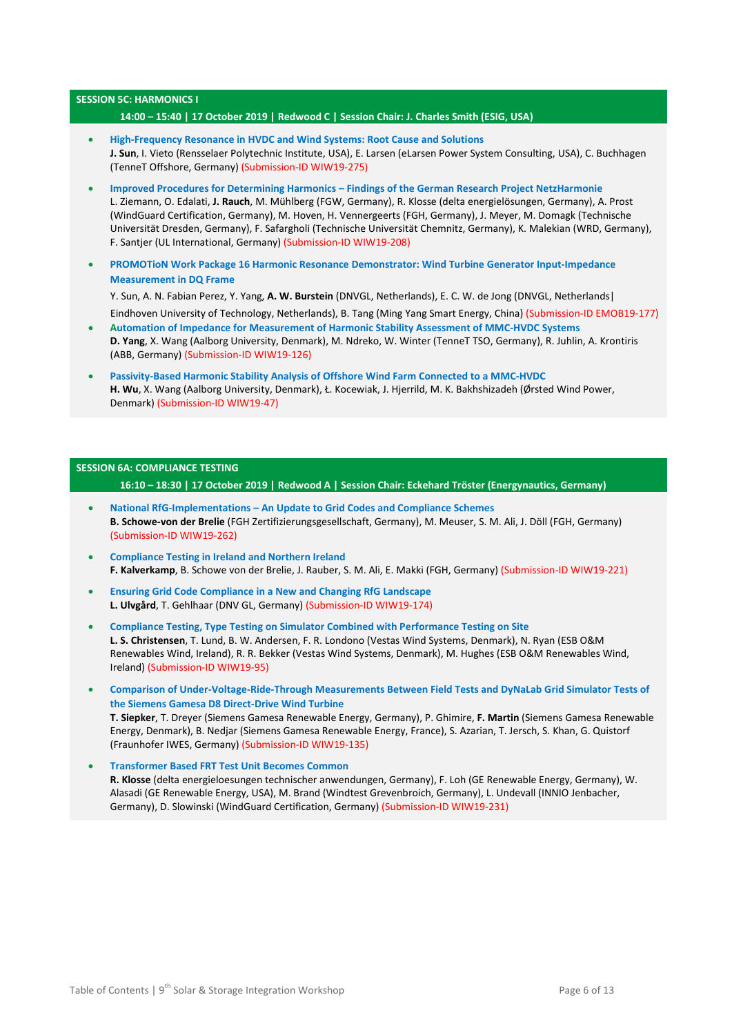## SESSION 5C: HARMONICS I

**14:00 – 15:40 | 17 October 2019 | Redwood C | Session Chair: J. Charles Smith (ESIG, USA)**

- **High-Frequency Resonance in HVDC and Wind Systems: Root Cause and Solutions**
  **J. Sun**, I. Vieto (Rensselaer Polytechnic Institute, USA), E. Larsen (eLarsen Power System Consulting, USA), C. Buchhagen (TenneT Offshore, Germany) (Submission-ID WIW19-275)

- **Improved Procedures for Determining Harmonics – Findings of the German Research Project NetzHarmonie**
  L. Ziemann, O. Edalati, **J. Rauch**, M. Mühlberg (FGW, Germany), R. Klosse (delta energielösungen, Germany), A. Prost (WindGuard Certification, Germany), M. Hoven, H. Vennergeerts (FGH, Germany), J. Meyer, M. Domagk (Technische Universität Dresden, Germany), F. Safargholi (Technische Universität Chemnitz, Germany), K. Malekian (WRD, Germany), F. Santjer (UL International, Germany) (Submission-ID WIW19-208)

- **PROMOTioN Work Package 16 Harmonic Resonance Demonstrator: Wind Turbine Generator Input-Impedance Measurement in DQ Frame**
  Y. Sun, A. N. Fabian Perez, Y. Yang, **A. W. Burstein** (DNVGL, Netherlands), E. C. W. de Jong (DNVGL, Netherlands| Eindhoven University of Technology, Netherlands), B. Tang (Ming Yang Smart Energy, China) (Submission-ID EMOB19-177)

- **Automation of Impedance for Measurement of Harmonic Stability Assessment of MMC-HVDC Systems**
  **D. Yang**, X. Wang (Aalborg University, Denmark), M. Ndreko, W. Winter (TenneT TSO, Germany), R. Juhlin, A. Krontiris (ABB, Germany) (Submission-ID WIW19-126)

- **Passivity-Based Harmonic Stability Analysis of Offshore Wind Farm Connected to a MMC-HVDC**
  **H. Wu**, X. Wang (Aalborg University, Denmark), Ł. Kocewiak, J. Hjerrild, M. K. Bakhshizadeh (Ørsted Wind Power, Denmark) (Submission-ID WIW19-47)

## SESSION 6A: COMPLIANCE TESTING

**16:10 – 18:30 | 17 October 2019 | Redwood A | Session Chair: Eckehard Tröster (Energynautics, Germany)**

- **National RfG-Implementations – An Update to Grid Codes and Compliance Schemes**
  **B. Schowe-von der Brelie** (FGH Zertifizierungsgesellschaft, Germany), M. Meuser, S. M. Ali, J. Döll (FGH, Germany) (Submission-ID WIW19-262)

- **Compliance Testing in Ireland and Northern Ireland**
  **F. Kalverkamp**, B. Schowe von der Brelie, J. Rauber, S. M. Ali, E. Makki (FGH, Germany) (Submission-ID WIW19-221)

- **Ensuring Grid Code Compliance in a New and Changing RfG Landscape**
  **L. Ulvgård**, T. Gehlhaar (DNV GL, Germany) (Submission-ID WIW19-174)

- **Compliance Testing, Type Testing on Simulator Combined with Performance Testing on Site**
  **L. S. Christensen**, T. Lund, B. W. Andersen, F. R. Londono (Vestas Wind Systems, Denmark), N. Ryan (ESB O&M Renewables Wind, Ireland), R. R. Bekker (Vestas Wind Systems, Denmark), M. Hughes (ESB O&M Renewables Wind, Ireland) (Submission-ID WIW19-95)

- **Comparison of Under-Voltage-Ride-Through Measurements Between Field Tests and DyNaLab Grid Simulator Tests of the Siemens Gamesa D8 Direct-Drive Wind Turbine**
  **T. Siepker**, T. Dreyer (Siemens Gamesa Renewable Energy, Germany), P. Ghimire, **F. Martin** (Siemens Gamesa Renewable Energy, Denmark), B. Nedjar (Siemens Gamesa Renewable Energy, France), S. Azarian, T. Jersch, S. Khan, G. Quistorf (Fraunhofer IWES, Germany) (Submission-ID WIW19-135)

- **Transformer Based FRT Test Unit Becomes Common**
  **R. Klosse** (delta energieloesungen technischer anwendungen, Germany), F. Loh (GE Renewable Energy, Germany), W. Alasadi (GE Renewable Energy, USA), M. Brand (Windtest Grevenbroich, Germany), L. Undevall (INNIO Jenbacher, Germany), D. Slowinski (WindGuard Certification, Germany) (Submission-ID WIW19-231)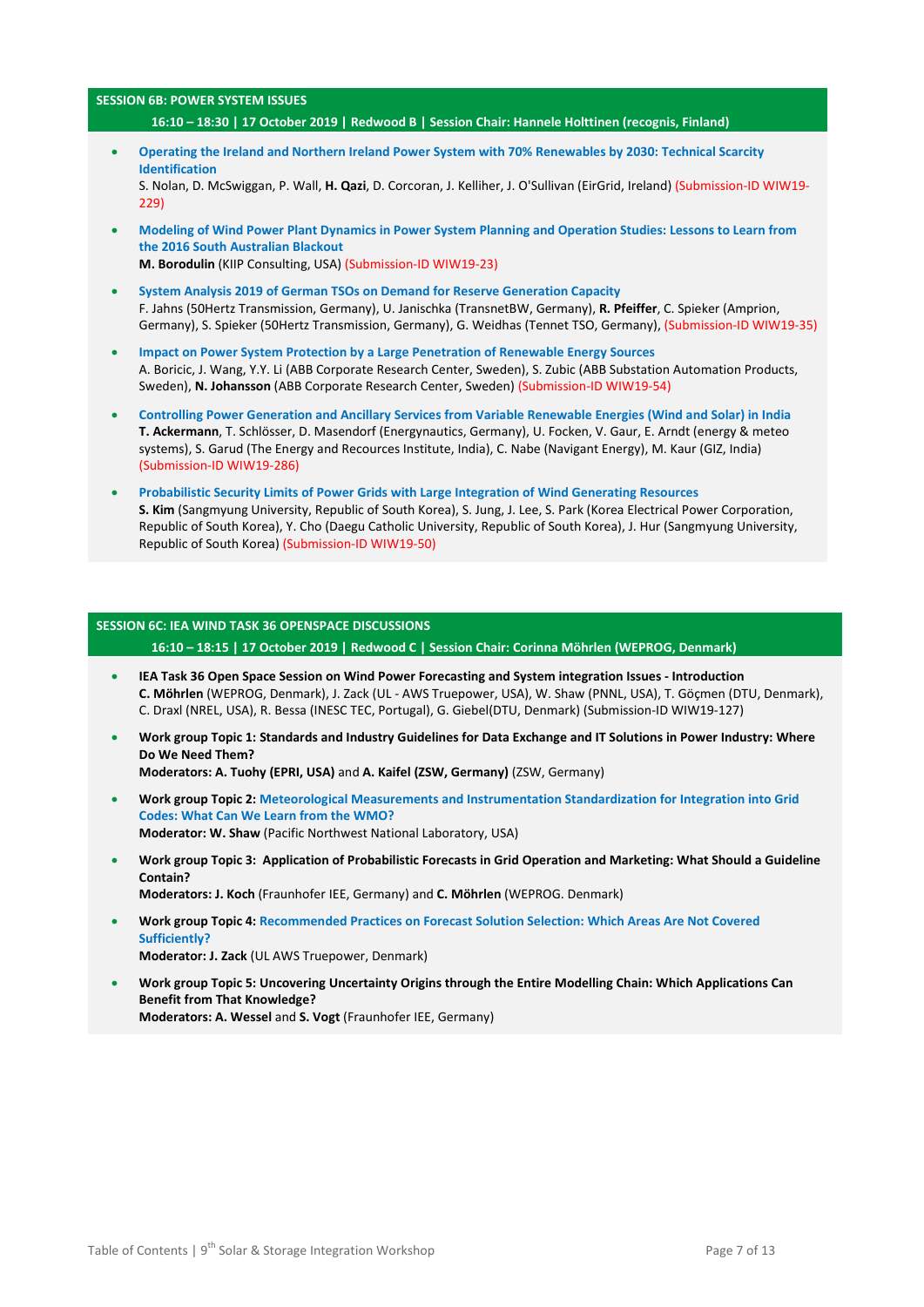## SESSION 6B: POWER SYSTEM ISSUES

**16:10 – 18:30 | 17 October 2019 | Redwood B | Session Chair: Hannele Holttinen (recognis, Finland)**

- **Operating the Ireland and Northern Ireland Power System with 70% Renewables by 2030: Technical Scarcity Identification**
  S. Nolan, D. McSwiggan, P. Wall, **H. Qazi**, D. Corcoran, J. Kelliher, J. O'Sullivan (EirGrid, Ireland) (Submission-ID WIW19-229)

- **Modeling of Wind Power Plant Dynamics in Power System Planning and Operation Studies: Lessons to Learn from the 2016 South Australian Blackout**
  **M. Borodulin** (KIIP Consulting, USA) (Submission-ID WIW19-23)

- **System Analysis 2019 of German TSOs on Demand for Reserve Generation Capacity**
  F. Jahns (50Hertz Transmission, Germany), U. Janischka (TransnetBW, Germany), **R. Pfeiffer**, C. Spieker (Amprion, Germany), S. Spieker (50Hertz Transmission, Germany), G. Weidhas (Tennet TSO, Germany), (Submission-ID WIW19-35)

- **Impact on Power System Protection by a Large Penetration of Renewable Energy Sources**
  A. Boricic, J. Wang, Y.Y. Li (ABB Corporate Research Center, Sweden), S. Zubic (ABB Substation Automation Products, Sweden), **N. Johansson** (ABB Corporate Research Center, Sweden) (Submission-ID WIW19-54)

- **Controlling Power Generation and Ancillary Services from Variable Renewable Energies (Wind and Solar) in India**
  **T. Ackermann**, T. Schlösser, D. Masendorf (Energynautics, Germany), U. Focken, V. Gaur, E. Arndt (energy & meteo systems), S. Garud (The Energy and Recources Institute, India), C. Nabe (Navigant Energy), M. Kaur (GIZ, India) (Submission-ID WIW19-286)

- **Probabilistic Security Limits of Power Grids with Large Integration of Wind Generating Resources**
  **S. Kim** (Sangmyung University, Republic of South Korea), S. Jung, J. Lee, S. Park (Korea Electrical Power Corporation, Republic of South Korea), Y. Cho (Daegu Catholic University, Republic of South Korea), J. Hur (Sangmyung University, Republic of South Korea) (Submission-ID WIW19-50)

## SESSION 6C: IEA WIND TASK 36 OPENSPACE DISCUSSIONS

**16:10 – 18:15 | 17 October 2019 | Redwood C | Session Chair: Corinna Möhrlen (WEPROG, Denmark)**

- **IEA Task 36 Open Space Session on Wind Power Forecasting and System integration Issues - Introduction**
  **C. Möhrlen** (WEPROG, Denmark), J. Zack (UL - AWS Truepower, USA), W. Shaw (PNNL, USA), T. Göçmen (DTU, Denmark), C. Draxl (NREL, USA), R. Bessa (INESC TEC, Portugal), G. Giebel(DTU, Denmark) (Submission-ID WIW19-127)

- **Work group Topic 1: Standards and Industry Guidelines for Data Exchange and IT Solutions in Power Industry: Where Do We Need Them?**
  **Moderators: A. Tuohy (EPRI, USA)** and **A. Kaifel (ZSW, Germany)** (ZSW, Germany)

- **Work group Topic 2: Meteorological Measurements and Instrumentation Standardization for Integration into Grid Codes: What Can We Learn from the WMO?**
  **Moderator: W. Shaw** (Pacific Northwest National Laboratory, USA)

- **Work group Topic 3: Application of Probabilistic Forecasts in Grid Operation and Marketing: What Should a Guideline Contain?**
  **Moderators: J. Koch** (Fraunhofer IEE, Germany) and **C. Möhrlen** (WEPROG. Denmark)

- **Work group Topic 4: Recommended Practices on Forecast Solution Selection: Which Areas Are Not Covered Sufficiently?**
  **Moderator: J. Zack** (UL AWS Truepower, Denmark)

- **Work group Topic 5: Uncovering Uncertainty Origins through the Entire Modelling Chain: Which Applications Can Benefit from That Knowledge?**
  **Moderators: A. Wessel** and **S. Vogt** (Fraunhofer IEE, Germany)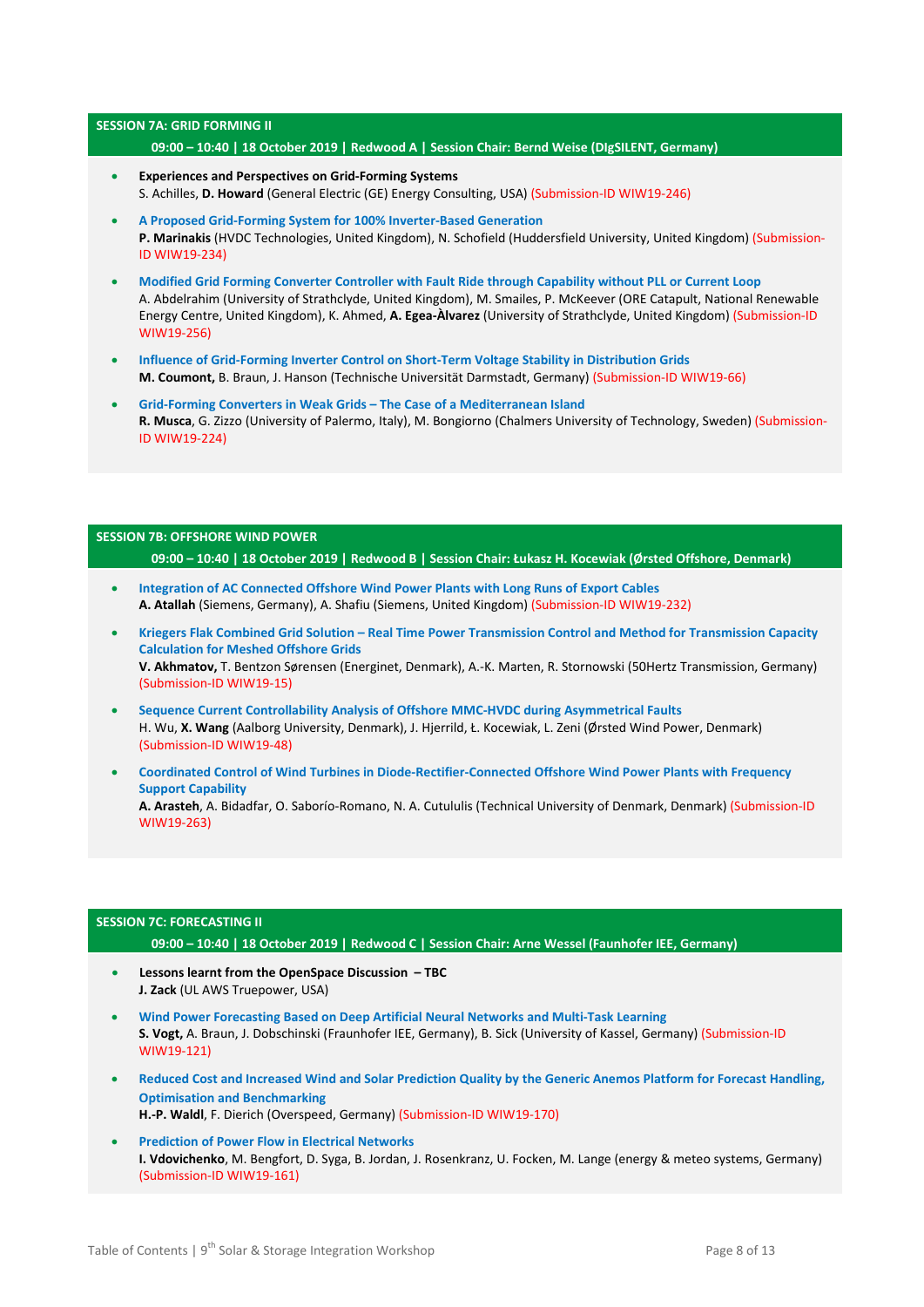## SESSION 7A: GRID FORMING II

**09:00 – 10:40 | 18 October 2019 | Redwood A | Session Chair: Bernd Weise (DIgSILENT, Germany)**

- **Experiences and Perspectives on Grid-Forming Systems**
  S. Achilles, **D. Howard** (General Electric (GE) Energy Consulting, USA) (Submission-ID WIW19-246)
- **A Proposed Grid-Forming System for 100% Inverter-Based Generation**
  **P. Marinakis** (HVDC Technologies, United Kingdom), N. Schofield (Huddersfield University, United Kingdom) (Submission-ID WIW19-234)
- **Modified Grid Forming Converter Controller with Fault Ride through Capability without PLL or Current Loop**
  A. Abdelrahim (University of Strathclyde, United Kingdom), M. Smailes, P. McKeever (ORE Catapult, National Renewable Energy Centre, United Kingdom), K. Ahmed, **A. Egea-Àlvarez** (University of Strathclyde, United Kingdom) (Submission-ID WIW19-256)
- **Influence of Grid-Forming Inverter Control on Short-Term Voltage Stability in Distribution Grids**
  **M. Coumont,** B. Braun, J. Hanson (Technische Universität Darmstadt, Germany) (Submission-ID WIW19-66)
- **Grid-Forming Converters in Weak Grids – The Case of a Mediterranean Island**
  **R. Musca**, G. Zizzo (University of Palermo, Italy), M. Bongiorno (Chalmers University of Technology, Sweden) (Submission-ID WIW19-224)

## SESSION 7B: OFFSHORE WIND POWER

**09:00 – 10:40 | 18 October 2019 | Redwood B | Session Chair: Łukasz H. Kocewiak (Ørsted Offshore, Denmark)**

- **Integration of AC Connected Offshore Wind Power Plants with Long Runs of Export Cables**
  **A. Atallah** (Siemens, Germany), A. Shafiu (Siemens, United Kingdom) (Submission-ID WIW19-232)
- **Kriegers Flak Combined Grid Solution – Real Time Power Transmission Control and Method for Transmission Capacity Calculation for Meshed Offshore Grids**
  **V. Akhmatov,** T. Bentzon Sørensen (Energinet, Denmark), A.-K. Marten, R. Stornowski (50Hertz Transmission, Germany) (Submission-ID WIW19-15)
- **Sequence Current Controllability Analysis of Offshore MMC-HVDC during Asymmetrical Faults**
  H. Wu, **X. Wang** (Aalborg University, Denmark), J. Hjerrild, Ł. Kocewiak, L. Zeni (Ørsted Wind Power, Denmark) (Submission-ID WIW19-48)
- **Coordinated Control of Wind Turbines in Diode-Rectifier-Connected Offshore Wind Power Plants with Frequency Support Capability**
  **A. Arasteh**, A. Bidadfar, O. Saborío-Romano, N. A. Cutululis (Technical University of Denmark, Denmark) (Submission-ID WIW19-263)

## SESSION 7C: FORECASTING II

**09:00 – 10:40 | 18 October 2019 | Redwood C | Session Chair: Arne Wessel (Faunhofer IEE, Germany)**

- **Lessons learnt from the OpenSpace Discussion – TBC**
  **J. Zack** (UL AWS Truepower, USA)
- **Wind Power Forecasting Based on Deep Artificial Neural Networks and Multi-Task Learning**
  **S. Vogt,** A. Braun, J. Dobschinski (Fraunhofer IEE, Germany), B. Sick (University of Kassel, Germany) (Submission-ID WIW19-121)
- **Reduced Cost and Increased Wind and Solar Prediction Quality by the Generic Anemos Platform for Forecast Handling, Optimisation and Benchmarking**
  **H.-P. Waldl**, F. Dierich (Overspeed, Germany) (Submission-ID WIW19-170)
- **Prediction of Power Flow in Electrical Networks**
  **I. Vdovichenko**, M. Bengfort, D. Syga, B. Jordan, J. Rosenkranz, U. Focken, M. Lange (energy & meteo systems, Germany) (Submission-ID WIW19-161)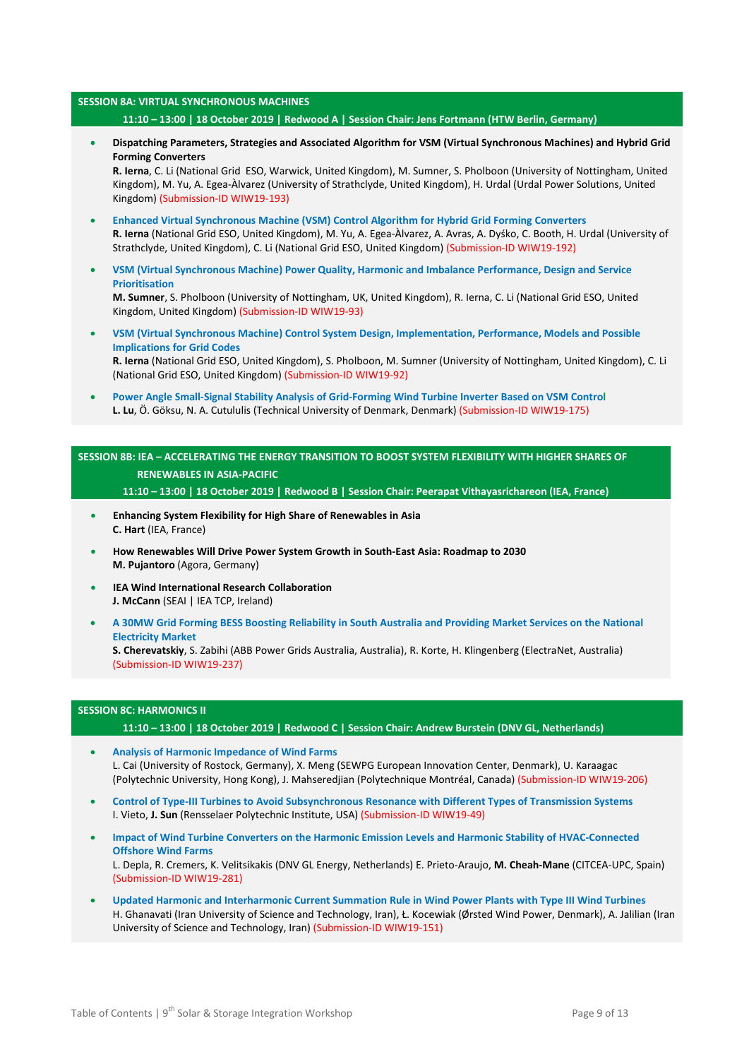## SESSION 8A: VIRTUAL SYNCHRONOUS MACHINES

**11:10 – 13:00 | 18 October 2019 | Redwood A | Session Chair: Jens Fortmann (HTW Berlin, Germany)**

- **Dispatching Parameters, Strategies and Associated Algorithm for VSM (Virtual Synchronous Machines) and Hybrid Grid Forming Converters**
  **R. Ierna**, C. Li (National Grid ESO, Warwick, United Kingdom), M. Sumner, S. Pholboon (University of Nottingham, United Kingdom), M. Yu, A. Egea-Àlvarez (University of Strathclyde, United Kingdom), H. Urdal (Urdal Power Solutions, United Kingdom) (Submission-ID WIW19-193)

- **Enhanced Virtual Synchronous Machine (VSM) Control Algorithm for Hybrid Grid Forming Converters**
  **R. Ierna** (National Grid ESO, United Kingdom), M. Yu, A. Egea-Àlvarez, A. Avras, A. Dyśko, C. Booth, H. Urdal (University of Strathclyde, United Kingdom), C. Li (National Grid ESO, United Kingdom) (Submission-ID WIW19-192)

- **VSM (Virtual Synchronous Machine) Power Quality, Harmonic and Imbalance Performance, Design and Service Prioritisation**
  **M. Sumner**, S. Pholboon (University of Nottingham, UK, United Kingdom), R. Ierna, C. Li (National Grid ESO, United Kingdom, United Kingdom) (Submission-ID WIW19-93)

- **VSM (Virtual Synchronous Machine) Control System Design, Implementation, Performance, Models and Possible Implications for Grid Codes**
  **R. Ierna** (National Grid ESO, United Kingdom), S. Pholboon, M. Sumner (University of Nottingham, United Kingdom), C. Li (National Grid ESO, United Kingdom) (Submission-ID WIW19-92)

- **Power Angle Small-Signal Stability Analysis of Grid-Forming Wind Turbine Inverter Based on VSM Control**
  **L. Lu**, Ö. Göksu, N. A. Cutululis (Technical University of Denmark, Denmark) (Submission-ID WIW19-175)

## SESSION 8B: IEA – ACCELERATING THE ENERGY TRANSITION TO BOOST SYSTEM FLEXIBILITY WITH HIGHER SHARES OF RENEWABLES IN ASIA-PACIFIC

**11:10 – 13:00 | 18 October 2019 | Redwood B | Session Chair: Peerapat Vithayasrichareon (IEA, France)**

- **Enhancing System Flexibility for High Share of Renewables in Asia**
  **C. Hart** (IEA, France)

- **How Renewables Will Drive Power System Growth in South-East Asia: Roadmap to 2030**
  **M. Pujantoro** (Agora, Germany)

- **IEA Wind International Research Collaboration**
  **J. McCann** (SEAI | IEA TCP, Ireland)

- **A 30MW Grid Forming BESS Boosting Reliability in South Australia and Providing Market Services on the National Electricity Market**
  **S. Cherevatskiy**, S. Zabihi (ABB Power Grids Australia, Australia), R. Korte, H. Klingenberg (ElectraNet, Australia) (Submission-ID WIW19-237)

## SESSION 8C: HARMONICS II

**11:10 – 13:00 | 18 October 2019 | Redwood C | Session Chair: Andrew Burstein (DNV GL, Netherlands)**

- **Analysis of Harmonic Impedance of Wind Farms**
  L. Cai (University of Rostock, Germany), X. Meng (SEWPG European Innovation Center, Denmark), U. Karaagac (Polytechnic University, Hong Kong), J. Mahseredjian (Polytechnique Montréal, Canada) (Submission-ID WIW19-206)

- **Control of Type-III Turbines to Avoid Subsynchronous Resonance with Different Types of Transmission Systems**
  I. Vieto, **J. Sun** (Rensselaer Polytechnic Institute, USA) (Submission-ID WIW19-49)

- **Impact of Wind Turbine Converters on the Harmonic Emission Levels and Harmonic Stability of HVAC-Connected Offshore Wind Farms**
  L. Depla, R. Cremers, K. Velitsikakis (DNV GL Energy, Netherlands) E. Prieto-Araujo, **M. Cheah-Mane** (CITCEA-UPC, Spain) (Submission-ID WIW19-281)

- **Updated Harmonic and Interharmonic Current Summation Rule in Wind Power Plants with Type III Wind Turbines**
  H. Ghanavati (Iran University of Science and Technology, Iran), Ł. Kocewiak (Ørsted Wind Power, Denmark), A. Jalilian (Iran University of Science and Technology, Iran) (Submission-ID WIW19-151)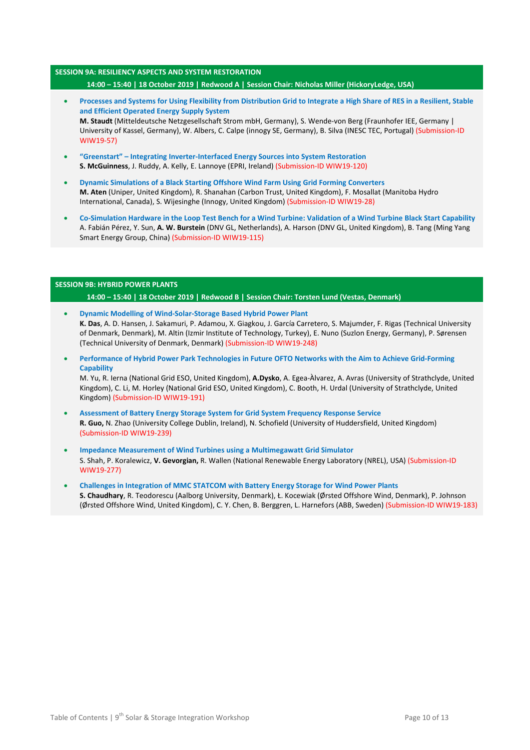## SESSION 9A: RESILIENCY ASPECTS AND SYSTEM RESTORATION

**14:00 – 15:40 | 18 October 2019 | Redwood A | Session Chair: Nicholas Miller (HickoryLedge, USA)**

- **Processes and Systems for Using Flexibility from Distribution Grid to Integrate a High Share of RES in a Resilient, Stable and Efficient Operated Energy Supply System**
  **M. Staudt** (Mitteldeutsche Netzgesellschaft Strom mbH, Germany), S. Wende-von Berg (Fraunhofer IEE, Germany | University of Kassel, Germany), W. Albers, C. Calpe (innogy SE, Germany), B. Silva (INESC TEC, Portugal) (Submission-ID WIW19-57)
- **"Greenstart" – Integrating Inverter-Interfaced Energy Sources into System Restoration**
  **S. McGuinness**, J. Ruddy, A. Kelly, E. Lannoye (EPRI, Ireland) (Submission-ID WIW19-120)
- **Dynamic Simulations of a Black Starting Offshore Wind Farm Using Grid Forming Converters**
  **M. Aten** (Uniper, United Kingdom), R. Shanahan (Carbon Trust, United Kingdom), F. Mosallat (Manitoba Hydro International, Canada), S. Wijesinghe (Innogy, United Kingdom) (Submission-ID WIW19-28)
- **Co-Simulation Hardware in the Loop Test Bench for a Wind Turbine: Validation of a Wind Turbine Black Start Capability**
  A. Fabián Pérez, Y. Sun, **A. W. Burstein** (DNV GL, Netherlands), A. Harson (DNV GL, United Kingdom), B. Tang (Ming Yang Smart Energy Group, China) (Submission-ID WIW19-115)

## SESSION 9B: HYBRID POWER PLANTS

**14:00 – 15:40 | 18 October 2019 | Redwood B | Session Chair: Torsten Lund (Vestas, Denmark)**

- **Dynamic Modelling of Wind-Solar-Storage Based Hybrid Power Plant**
  **K. Das**, A. D. Hansen, J. Sakamuri, P. Adamou, X. Giagkou, J. García Carretero, S. Majumder, F. Rigas (Technical University of Denmark, Denmark), M. Altin (Izmir Institute of Technology, Turkey), E. Nuno (Suzlon Energy, Germany), P. Sørensen (Technical University of Denmark, Denmark) (Submission-ID WIW19-248)
- **Performance of Hybrid Power Park Technologies in Future OFTO Networks with the Aim to Achieve Grid-Forming Capability**
  M. Yu, R. Ierna (National Grid ESO, United Kingdom), **A.Dysko**, A. Egea-Àlvarez, A. Avras (University of Strathclyde, United Kingdom), C. Li, M. Horley (National Grid ESO, United Kingdom), C. Booth, H. Urdal (University of Strathclyde, United Kingdom) (Submission-ID WIW19-191)
- **Assessment of Battery Energy Storage System for Grid System Frequency Response Service**
  **R. Guo,** N. Zhao (University College Dublin, Ireland), N. Schofield (University of Huddersfield, United Kingdom) (Submission-ID WIW19-239)
- **Impedance Measurement of Wind Turbines using a Multimegawatt Grid Simulator**
  S. Shah, P. Koralewicz, **V. Gevorgian,** R. Wallen (National Renewable Energy Laboratory (NREL), USA) (Submission-ID WIW19-277)
- **Challenges in Integration of MMC STATCOM with Battery Energy Storage for Wind Power Plants**
  **S. Chaudhary**, R. Teodorescu (Aalborg University, Denmark), Ł. Kocewiak (Ørsted Offshore Wind, Denmark), P. Johnson (Ørsted Offshore Wind, United Kingdom), C. Y. Chen, B. Berggren, L. Harnefors (ABB, Sweden) (Submission-ID WIW19-183)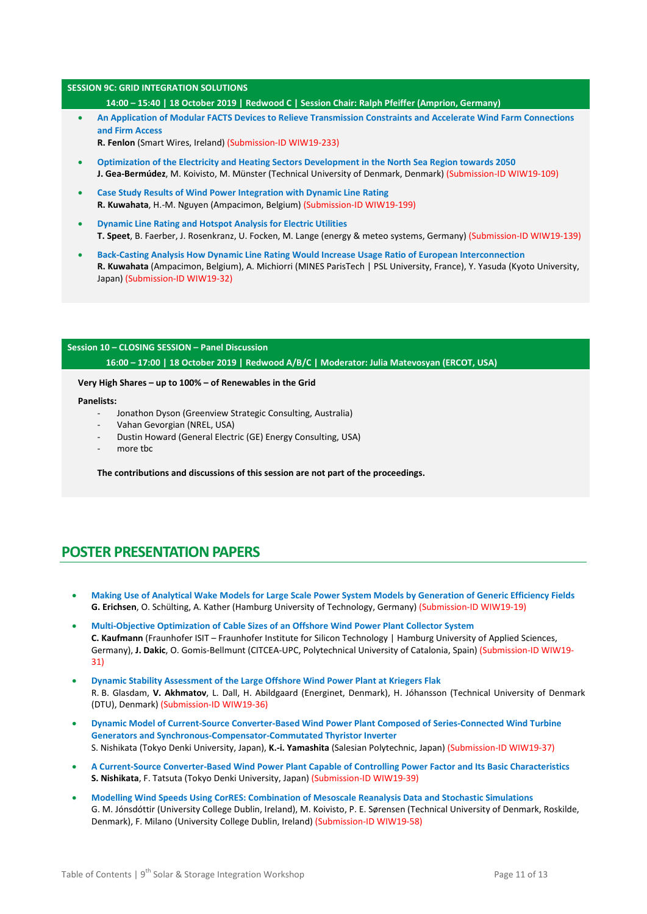## SESSION 9C: GRID INTEGRATION SOLUTIONS

**14:00 – 15:40 | 18 October 2019 | Redwood C | Session Chair: Ralph Pfeiffer (Amprion, Germany)**

- **An Application of Modular FACTS Devices to Relieve Transmission Constraints and Accelerate Wind Farm Connections and Firm Access**
  **R. Fenlon** (Smart Wires, Ireland) (Submission-ID WIW19-233)
- **Optimization of the Electricity and Heating Sectors Development in the North Sea Region towards 2050**
  **J. Gea-Bermúdez**, M. Koivisto, M. Münster (Technical University of Denmark, Denmark) (Submission-ID WIW19-109)
- **Case Study Results of Wind Power Integration with Dynamic Line Rating**
  **R. Kuwahata**, H.-M. Nguyen (Ampacimon, Belgium) (Submission-ID WIW19-199)
- **Dynamic Line Rating and Hotspot Analysis for Electric Utilities**
  **T. Speet**, B. Faerber, J. Rosenkranz, U. Focken, M. Lange (energy & meteo systems, Germany) (Submission-ID WIW19-139)
- **Back-Casting Analysis How Dynamic Line Rating Would Increase Usage Ratio of European Interconnection**
  **R. Kuwahata** (Ampacimon, Belgium), A. Michiorri (MINES ParisTech | PSL University, France), Y. Yasuda (Kyoto University, Japan) (Submission-ID WIW19-32)

## Session 10 – CLOSING SESSION – Panel Discussion

**16:00 – 17:00 | 18 October 2019 | Redwood A/B/C | Moderator: Julia Matevosyan (ERCOT, USA)**

**Very High Shares – up to 100% – of Renewables in the Grid**

**Panelists:**

- Jonathon Dyson (Greenview Strategic Consulting, Australia)
- Vahan Gevorgian (NREL, USA)
- Dustin Howard (General Electric (GE) Energy Consulting, USA)
- more tbc

**The contributions and discussions of this session are not part of the proceedings.**

# POSTER PRESENTATION PAPERS

- **Making Use of Analytical Wake Models for Large Scale Power System Models by Generation of Generic Efficiency Fields**
  **G. Erichsen**, O. Schülting, A. Kather (Hamburg University of Technology, Germany) (Submission-ID WIW19-19)
- **Multi-Objective Optimization of Cable Sizes of an Offshore Wind Power Plant Collector System**
  **C. Kaufmann** (Fraunhofer ISIT – Fraunhofer Institute for Silicon Technology | Hamburg University of Applied Sciences, Germany), **J. Dakic**, O. Gomis-Bellmunt (CITCEA-UPC, Polytechnical University of Catalonia, Spain) (Submission-ID WIW19-31)
- **Dynamic Stability Assessment of the Large Offshore Wind Power Plant at Kriegers Flak**
  R. B. Glasdam, **V. Akhmatov**, L. Dall, H. Abildgaard (Energinet, Denmark), H. Jóhansson (Technical University of Denmark (DTU), Denmark) (Submission-ID WIW19-36)
- **Dynamic Model of Current-Source Converter-Based Wind Power Plant Composed of Series-Connected Wind Turbine Generators and Synchronous-Compensator-Commutated Thyristor Inverter**
  S. Nishikata (Tokyo Denki University, Japan), **K.-i. Yamashita** (Salesian Polytechnic, Japan) (Submission-ID WIW19-37)
- **A Current-Source Converter-Based Wind Power Plant Capable of Controlling Power Factor and Its Basic Characteristics**
  **S. Nishikata**, F. Tatsuta (Tokyo Denki University, Japan) (Submission-ID WIW19-39)
- **Modelling Wind Speeds Using CorRES: Combination of Mesoscale Reanalysis Data and Stochastic Simulations**
  G. M. Jónsdóttir (University College Dublin, Ireland), M. Koivisto, P. E. Sørensen (Technical University of Denmark, Roskilde, Denmark), F. Milano (University College Dublin, Ireland) (Submission-ID WIW19-58)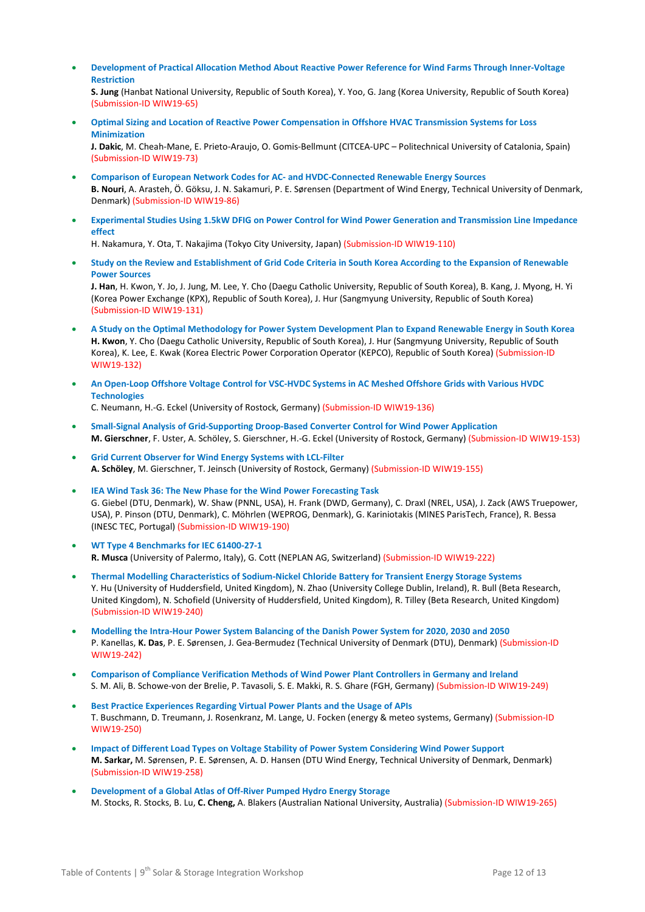- **Development of Practical Allocation Method About Reactive Power Reference for Wind Farms Through Inner-Voltage Restriction**
  **S. Jung** (Hanbat National University, Republic of South Korea), Y. Yoo, G. Jang (Korea University, Republic of South Korea) (Submission-ID WIW19-65)

- **Optimal Sizing and Location of Reactive Power Compensation in Offshore HVAC Transmission Systems for Loss Minimization**
  **J. Dakic**, M. Cheah-Mane, E. Prieto-Araujo, O. Gomis-Bellmunt (CITCEA-UPC – Politechnical University of Catalonia, Spain) (Submission-ID WIW19-73)

- **Comparison of European Network Codes for AC- and HVDC-Connected Renewable Energy Sources**
  **B. Nouri**, A. Arasteh, Ö. Göksu, J. N. Sakamuri, P. E. Sørensen (Department of Wind Energy, Technical University of Denmark, Denmark) (Submission-ID WIW19-86)

- **Experimental Studies Using 1.5kW DFIG on Power Control for Wind Power Generation and Transmission Line Impedance effect**
  H. Nakamura, Y. Ota, T. Nakajima (Tokyo City University, Japan) (Submission-ID WIW19-110)

- **Study on the Review and Establishment of Grid Code Criteria in South Korea According to the Expansion of Renewable Power Sources**
  **J. Han**, H. Kwon, Y. Jo, J. Jung, M. Lee, Y. Cho (Daegu Catholic University, Republic of South Korea), B. Kang, J. Myong, H. Yi (Korea Power Exchange (KPX), Republic of South Korea), J. Hur (Sangmyung University, Republic of South Korea) (Submission-ID WIW19-131)

- **A Study on the Optimal Methodology for Power System Development Plan to Expand Renewable Energy in South Korea**
  **H. Kwon**, Y. Cho (Daegu Catholic University, Republic of South Korea), J. Hur (Sangmyung University, Republic of South Korea), K. Lee, E. Kwak (Korea Electric Power Corporation Operator (KEPCO), Republic of South Korea) (Submission-ID WIW19-132)

- **An Open-Loop Offshore Voltage Control for VSC-HVDC Systems in AC Meshed Offshore Grids with Various HVDC Technologies**
  C. Neumann, H.-G. Eckel (University of Rostock, Germany) (Submission-ID WIW19-136)

- **Small-Signal Analysis of Grid-Supporting Droop-Based Converter Control for Wind Power Application**
  **M. Gierschner**, F. Uster, A. Schöley, S. Gierschner, H.-G. Eckel (University of Rostock, Germany) (Submission-ID WIW19-153)

- **Grid Current Observer for Wind Energy Systems with LCL-Filter**
  **A. Schöley**, M. Gierschner, T. Jeinsch (University of Rostock, Germany) (Submission-ID WIW19-155)

- **IEA Wind Task 36: The New Phase for the Wind Power Forecasting Task**
  G. Giebel (DTU, Denmark), W. Shaw (PNNL, USA), H. Frank (DWD, Germany), C. Draxl (NREL, USA), J. Zack (AWS Truepower, USA), P. Pinson (DTU, Denmark), C. Möhrlen (WEPROG, Denmark), G. Kariniotakis (MINES ParisTech, France), R. Bessa (INESC TEC, Portugal) (Submission-ID WIW19-190)

- **WT Type 4 Benchmarks for IEC 61400-27-1**
  **R. Musca** (University of Palermo, Italy), G. Cott (NEPLAN AG, Switzerland) (Submission-ID WIW19-222)

- **Thermal Modelling Characteristics of Sodium-Nickel Chloride Battery for Transient Energy Storage Systems**
  Y. Hu (University of Huddersfield, United Kingdom), N. Zhao (University College Dublin, Ireland), R. Bull (Beta Research, United Kingdom), N. Schofield (University of Huddersfield, United Kingdom), R. Tilley (Beta Research, United Kingdom) (Submission-ID WIW19-240)

- **Modelling the Intra-Hour Power System Balancing of the Danish Power System for 2020, 2030 and 2050**
  P. Kanellas, **K. Das**, P. E. Sørensen, J. Gea-Bermudez (Technical University of Denmark (DTU), Denmark) (Submission-ID WIW19-242)

- **Comparison of Compliance Verification Methods of Wind Power Plant Controllers in Germany and Ireland**
  S. M. Ali, B. Schowe-von der Brelie, P. Tavasoli, S. E. Makki, R. S. Ghare (FGH, Germany) (Submission-ID WIW19-249)

- **Best Practice Experiences Regarding Virtual Power Plants and the Usage of APIs**
  T. Buschmann, D. Treumann, J. Rosenkranz, M. Lange, U. Focken (energy & meteo systems, Germany) (Submission-ID WIW19-250)

- **Impact of Different Load Types on Voltage Stability of Power System Considering Wind Power Support**
  **M. Sarkar,** M. Sørensen, P. E. Sørensen, A. D. Hansen (DTU Wind Energy, Technical University of Denmark, Denmark) (Submission-ID WIW19-258)

- **Development of a Global Atlas of Off-River Pumped Hydro Energy Storage**
  M. Stocks, R. Stocks, B. Lu, **C. Cheng,** A. Blakers (Australian National University, Australia) (Submission-ID WIW19-265)